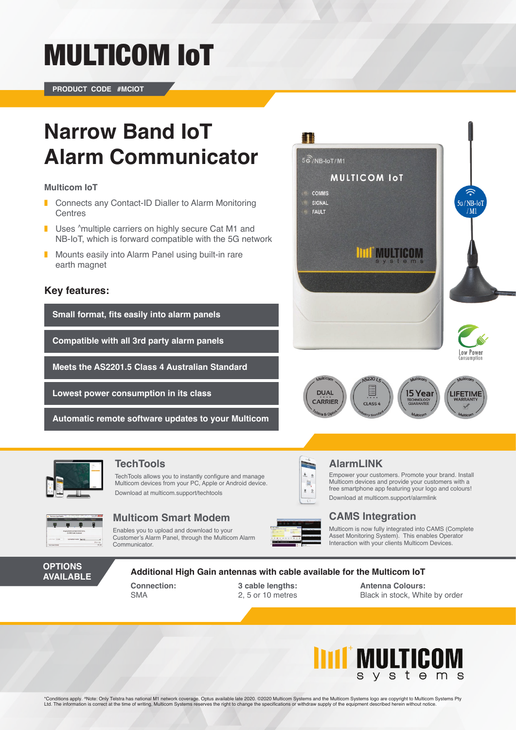# MULTICOM IoT

**PRODUCT CODE #MCIOT**

## Narrow Band IoT Alarm Communicator

### Multicom IoT

- Connects any Contact-ID Dialler to Alarm Monitoring Centres
- Uses ^multiple carriers on highly secure Cat M1 and NB-IoT, which is forward compatible with the 5G network
- Mounts easily into Alarm Panel using built-in rare earth magnet

### Key features:

- **Small format, fits easily into alarm panels**
- **Compatible with all 3rd party alarm panels**
- **Meets the AS2201.5 Class 4 Australian Standard**
- **Lowest power consumption in its class**
- **Automatic remote software updates to your Multicom**

### TechTools

TechTools allows you to instantly configure and manage Multicom devices from your PC, Apple or Android device.

Download at multicom.support/techtools

### AlarmLINK

Empower your customers. Promote your brand. Install Multicom devices and provide your customers with a free smartphone app featuring your logo and colours!

Download at multicom.support/alarmlink

### Multicom Smart Modem

Enables you to upload and download to your Customer's Alarm Panel, through the Multicom Alarm Communicator.

### CAMS Integration

Multicom is now fully integrated into CAMS (Complete Asset Monitoring System). This enables Operator Interaction with your clients Multicom Devices.

**OPTIONS AVAILABLE**

**Additional High Gain antennas with cable available for the Multicom IoT**

**Connection:**
SMA

**3 cable lengths:**
2, 5 or 10 metres

**Antenna Colours:**
Black in stock, White by order

*Conditions apply. ^Note: Only Telstra has national M1 network coverage. Optus available late 2020. ©2020 Multicom Systems and the Multicom Systems logo are copyright to Multicom Systems Pty Ltd. The information is correct at the time of writing, Multicom Systems reserves the right to change the specifications or withdraw supply of the equipment described herein without notice.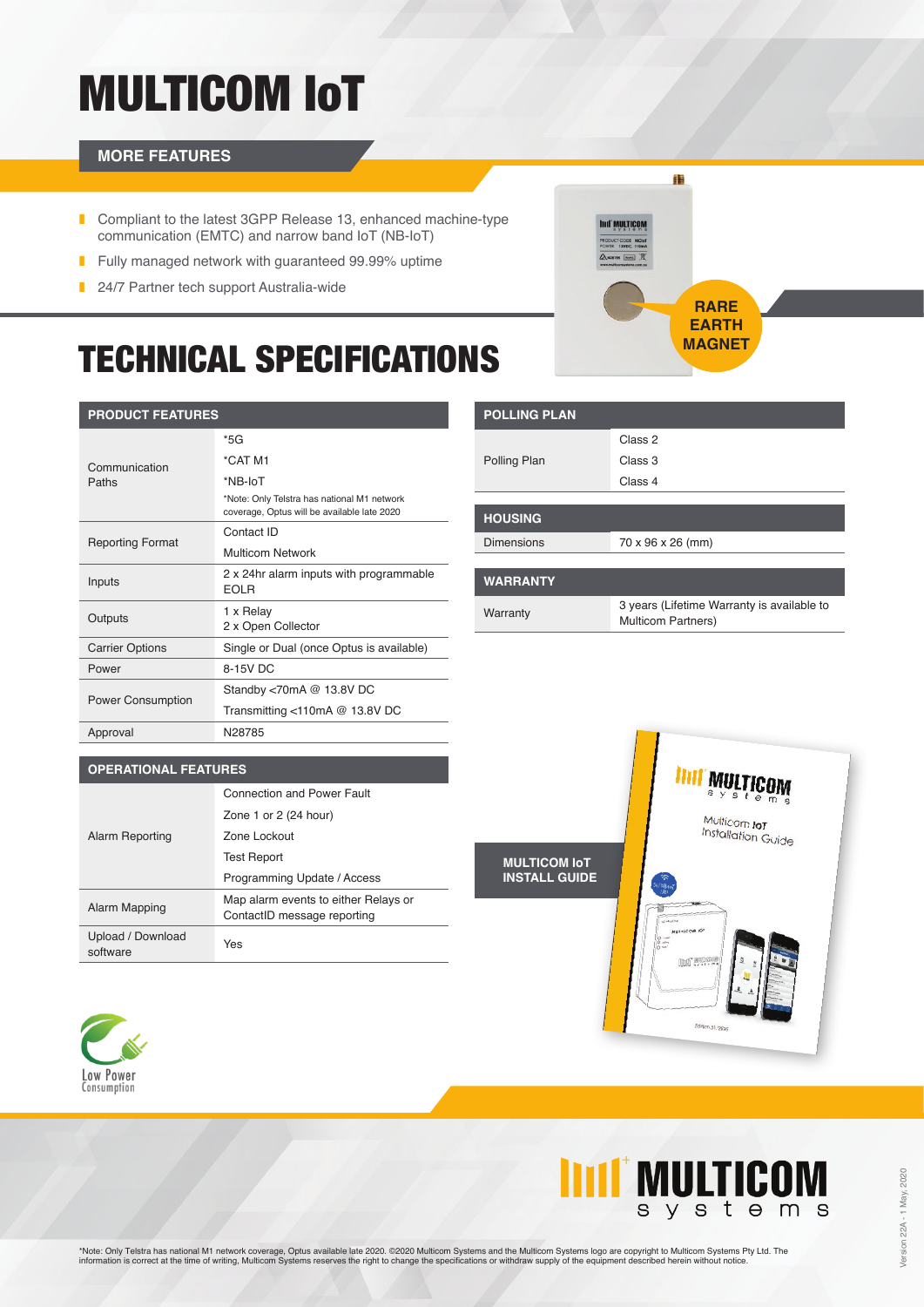# MULTICOM IoT

## MORE FEATURES

- Compliant to the latest 3GPP Release 13, enhanced machine-type communication (EMTC) and narrow band IoT (NB-IoT)
- Fully managed network with guaranteed 99.99% uptime
- 24/7 Partner tech support Australia-wide

RARE EARTH MAGNET

# TECHNICAL SPECIFICATIONS

| PRODUCT FEATURES | |
|---|---|
| Communication Paths | *5G<br>*CAT M1<br>*NB-IoT<br>*Note: Only Telstra has national M1 network coverage, Optus will be available late 2020 |
| Reporting Format | Contact ID<br>Multicom Network |
| Inputs | 2 x 24hr alarm inputs with programmable EOLR |
| Outputs | 1 x Relay<br>2 x Open Collector |
| Carrier Options | Single or Dual (once Optus is available) |
| Power | 8-15V DC |
| Power Consumption | Standby <70mA @ 13.8V DC<br>Transmitting <110mA @ 13.8V DC |
| Approval | N28785 |

| OPERATIONAL FEATURES | |
|---|---|
| Alarm Reporting | Connection and Power Fault<br>Zone 1 or 2 (24 hour)<br>Zone Lockout<br>Test Report<br>Programming Update / Access |
| Alarm Mapping | Map alarm events to either Relays or ContactID message reporting |
| Upload / Download software | Yes |

| POLLING PLAN | |
|---|---|
| Polling Plan | Class 2<br>Class 3<br>Class 4 |

| HOUSING | |
|---|---|
| Dimensions | 70 x 96 x 26 (mm) |

| WARRANTY | |
|---|---|
| Warranty | 3 years (Lifetime Warranty is available to Multicom Partners) |

MULTICOM IoT INSTALL GUIDE

Low Power Consumption

MULTICOM systems

*Note: Only Telstra has national M1 network coverage, Optus available late 2020. ©2020 Multicom Systems and the Multicom Systems logo are copyright to Multicom Systems Pty Ltd. The information is correct at the time of writing, Multicom Systems reserves the right to change the specifications or withdraw supply of the equipment described herein without notice.

Version 22A - 1 May, 2020